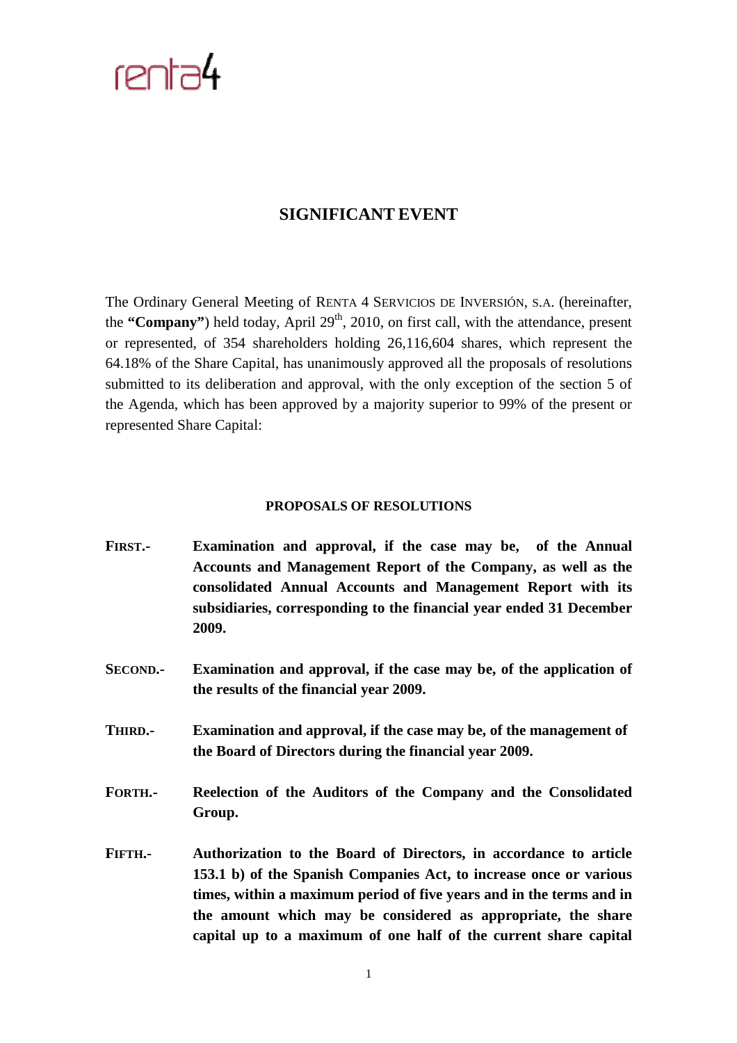renta4

# SIGNIFICANT EVENT

The Ordinary General Meeting of RENTA 4 SERVICIOS DE INVERSIÓN, S.A. (hereinafter, the **"Company"**) held today, April 29th, 2010, on first call, with the attendance, present or represented, of 354 shareholders holding 26,116,604 shares, which represent the 64.18% of the Share Capital, has unanimously approved all the proposals of resolutions submitted to its deliberation and approval, with the only exception of the section 5 of the Agenda, which has been approved by a majority superior to 99% of the present or represented Share Capital:

## PROPOSALS OF RESOLUTIONS

**FIRST.-** **Examination and approval, if the case may be, of the Annual Accounts and Management Report of the Company, as well as the consolidated Annual Accounts and Management Report with its subsidiaries, corresponding to the financial year ended 31 December 2009.**

**SECOND.-** **Examination and approval, if the case may be, of the application of the results of the financial year 2009.**

**THIRD.-** **Examination and approval, if the case may be, of the management of the Board of Directors during the financial year 2009.**

**FORTH.-** **Reelection of the Auditors of the Company and the Consolidated Group.**

**FIFTH.-** **Authorization to the Board of Directors, in accordance to article 153.1 b) of the Spanish Companies Act, to increase once or various times, within a maximum period of five years and in the terms and in the amount which may be considered as appropriate, the share capital up to a maximum of one half of the current share capital**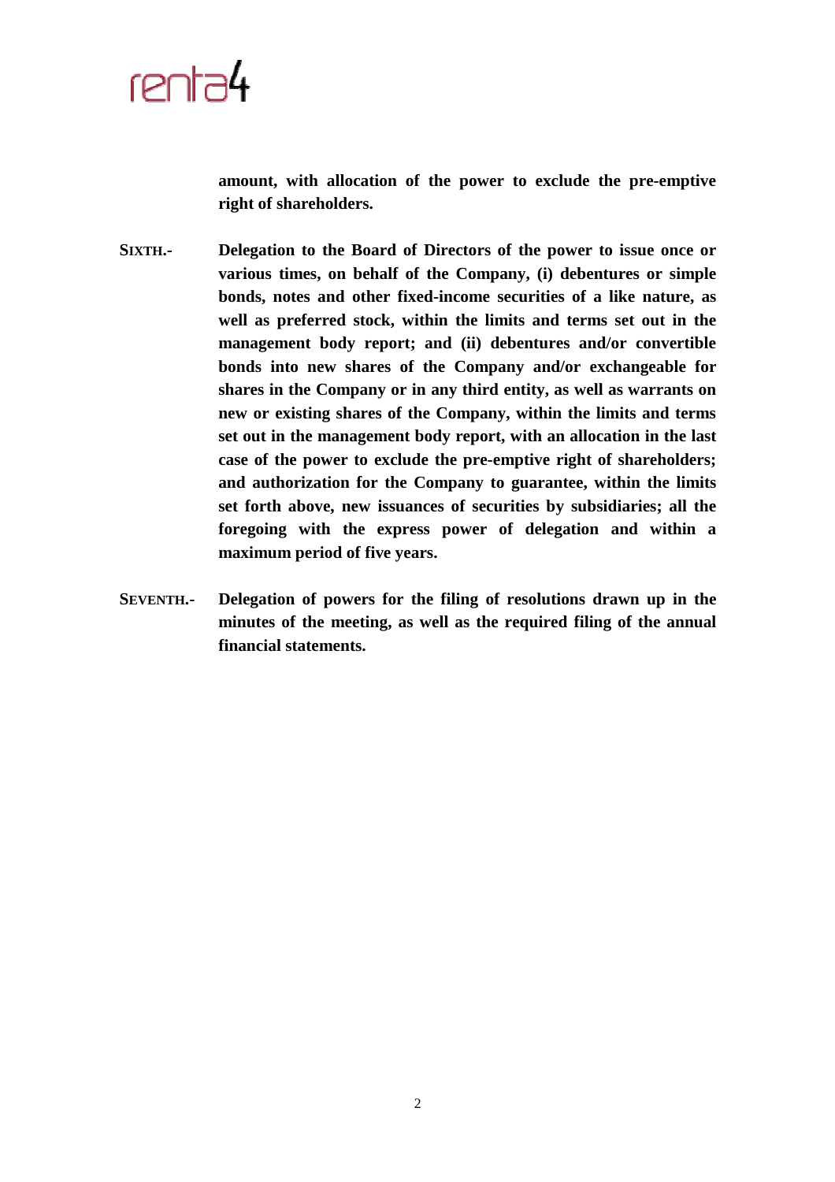**amount, with allocation of the power to exclude the pre-emptive right of shareholders.**

**SIXTH.-** **Delegation to the Board of Directors of the power to issue once or various times, on behalf of the Company, (i) debentures or simple bonds, notes and other fixed-income securities of a like nature, as well as preferred stock, within the limits and terms set out in the management body report; and (ii) debentures and/or convertible bonds into new shares of the Company and/or exchangeable for shares in the Company or in any third entity, as well as warrants on new or existing shares of the Company, within the limits and terms set out in the management body report, with an allocation in the last case of the power to exclude the pre-emptive right of shareholders; and authorization for the Company to guarantee, within the limits set forth above, new issuances of securities by subsidiaries; all the foregoing with the express power of delegation and within a maximum period of five years.**

**SEVENTH.-** **Delegation of powers for the filing of resolutions drawn up in the minutes of the meeting, as well as the required filing of the annual financial statements.**